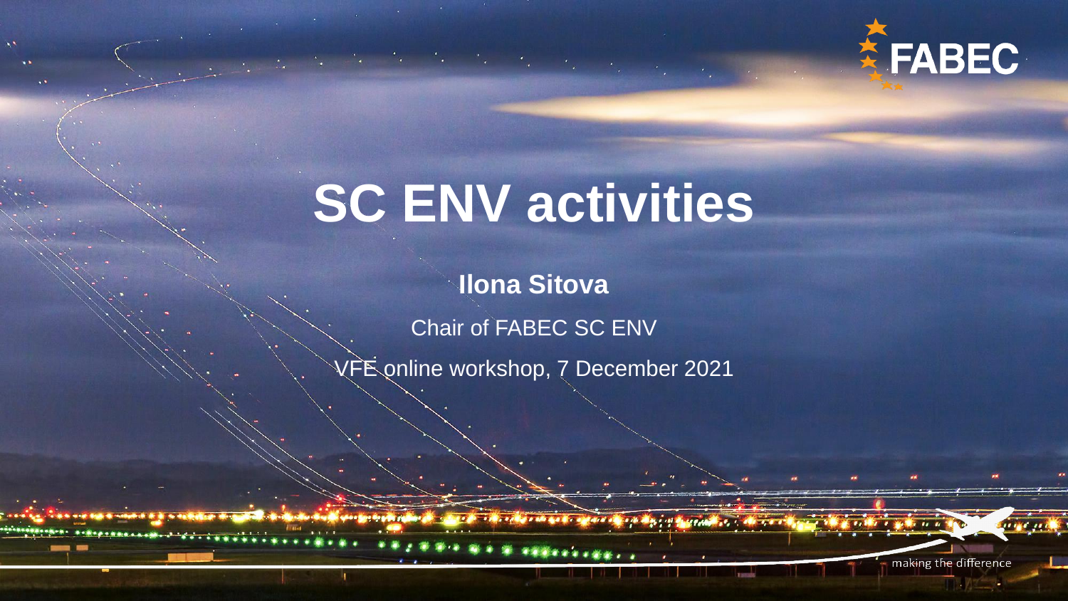# SC ENV activities

**Ilona Sitova**

Chair of FABEC SC ENV

VFE online workshop, 7 December 2021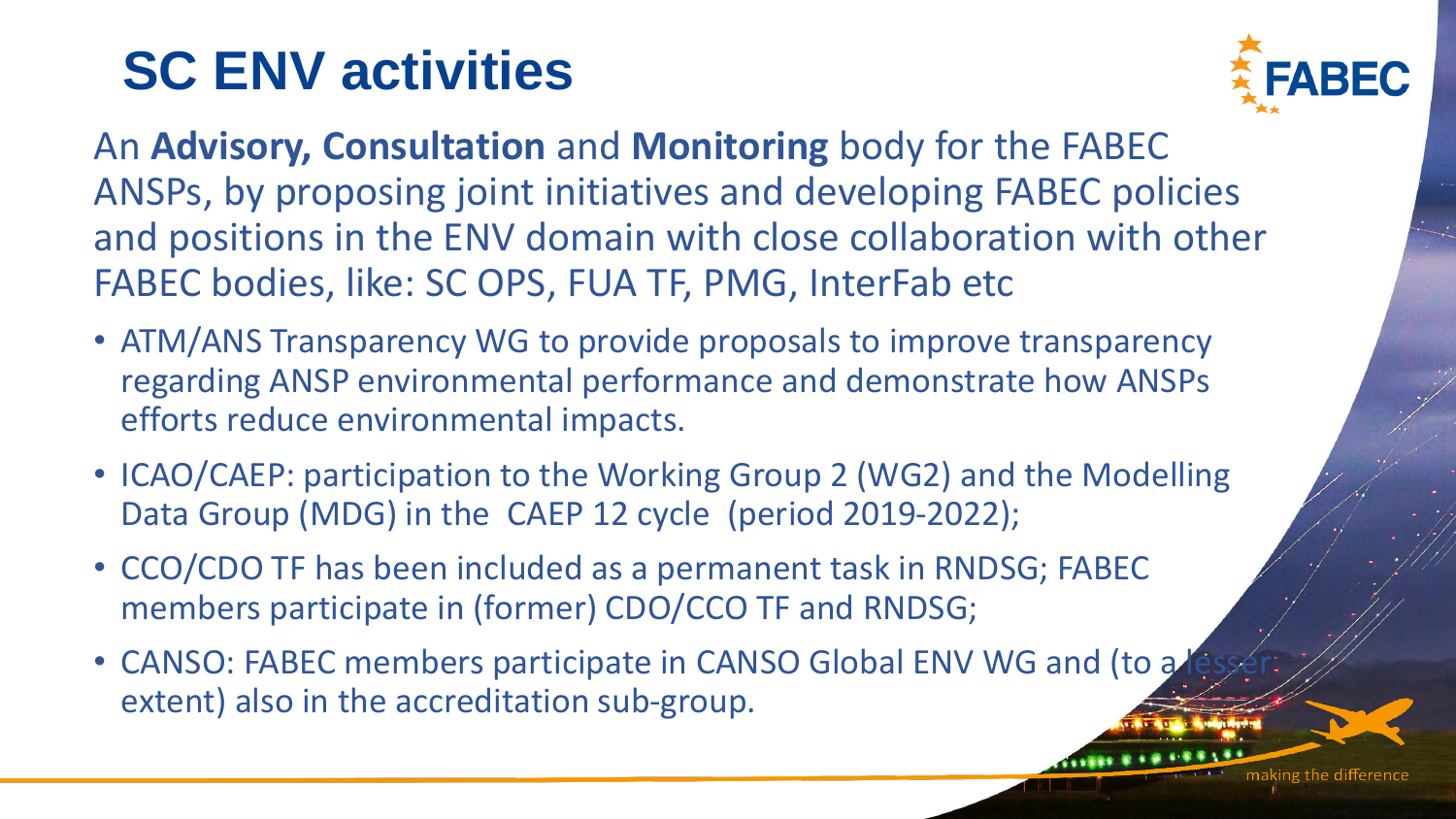# SC ENV activities

An **Advisory, Consultation** and **Monitoring** body for the FABEC ANSPs, by proposing joint initiatives and developing FABEC policies and positions in the ENV domain with close collaboration with other FABEC bodies, like: SC OPS, FUA TF, PMG, InterFab etc

- ATM/ANS Transparency WG to provide proposals to improve transparency regarding ANSP environmental performance and demonstrate how ANSPs efforts reduce environmental impacts.
- ICAO/CAEP: participation to the Working Group 2 (WG2) and the Modelling Data Group (MDG) in the CAEP 12 cycle (period 2019-2022);
- CCO/CDO TF has been included as a permanent task in RNDSG; FABEC members participate in (former) CDO/CCO TF and RNDSG;
- CANSO: FABEC members participate in CANSO Global ENV WG and (to a lesser extent) also in the accreditation sub-group.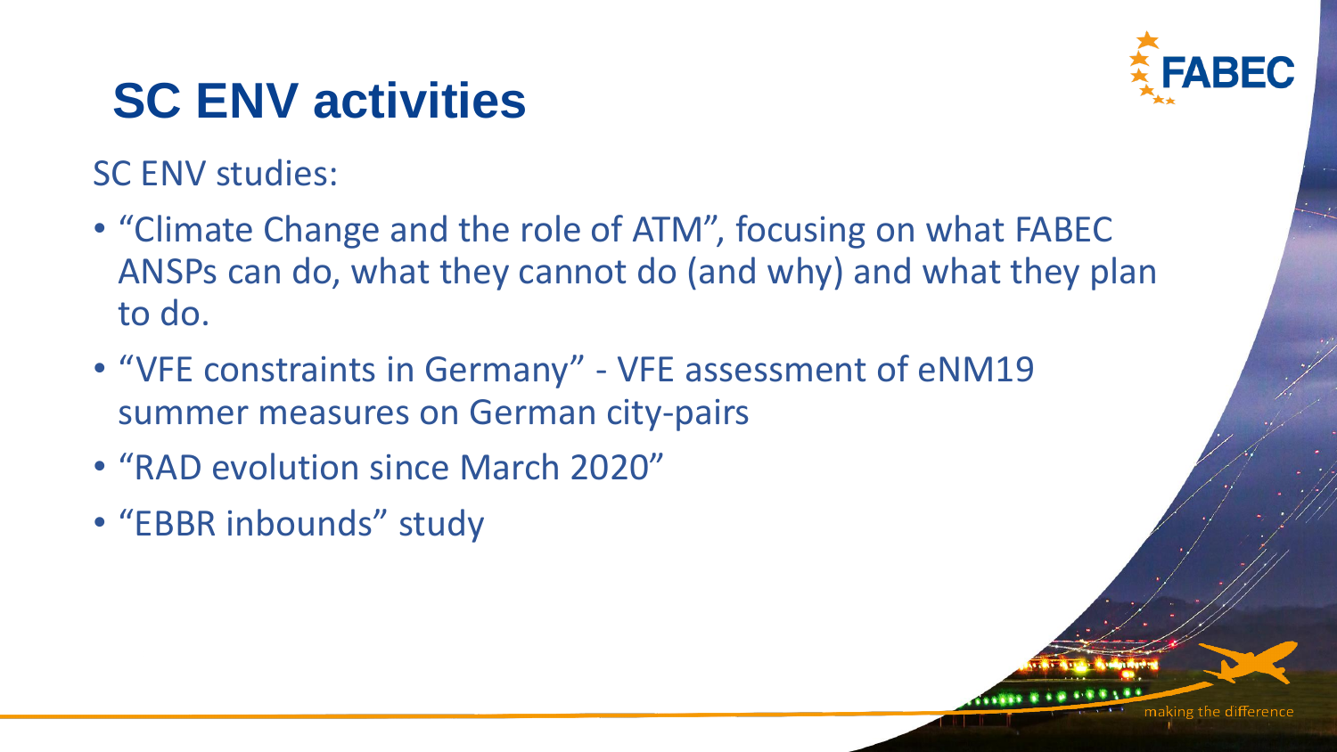# SC ENV activities

SC ENV studies:

- “Climate Change and the role of ATM”, focusing on what FABEC ANSPs can do, what they cannot do (and why) and what they plan to do.
- “VFE constraints in Germany” - VFE assessment of eNM19 summer measures on German city-pairs
- “RAD evolution since March 2020”
- “EBBR inbounds” study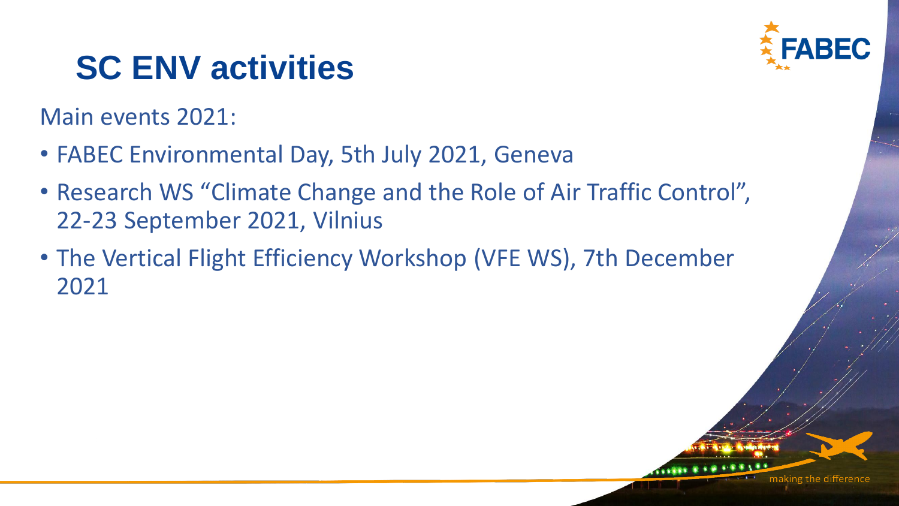# SC ENV activities

Main events 2021:

- FABEC Environmental Day, 5th July 2021, Geneva
- Research WS “Climate Change and the Role of Air Traffic Control”, 22-23 September 2021, Vilnius
- The Vertical Flight Efficiency Workshop (VFE WS), 7th December 2021